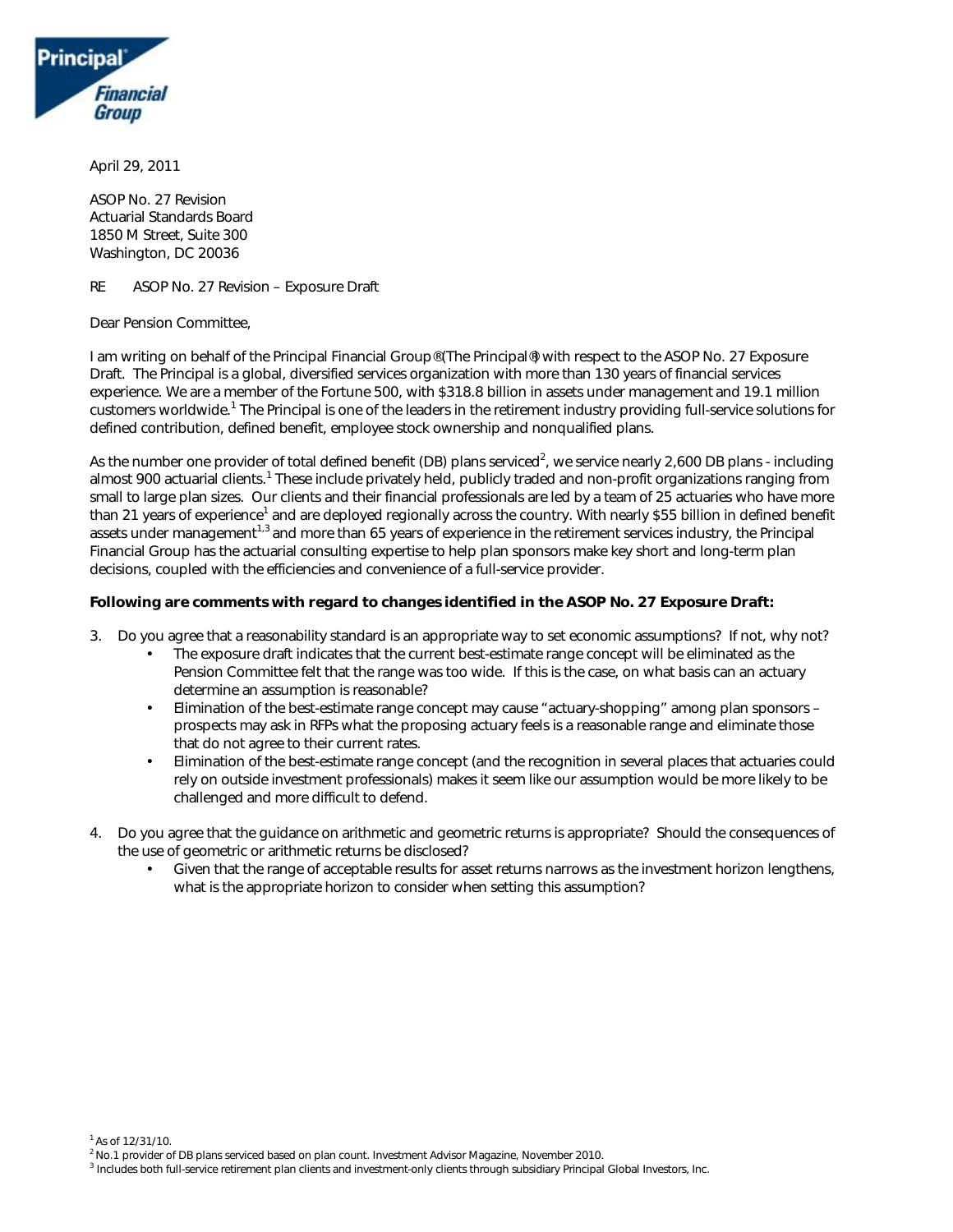April 29, 2011

ASOP No. 27 Revision
Actuarial Standards Board
1850 M Street, Suite 300
Washington, DC 20036

RE ASOP No. 27 Revision – Exposure Draft

Dear Pension Committee,

I am writing on behalf of the Principal Financial Group® (The Principal®) with respect to the ASOP No. 27 Exposure Draft. The Principal is a global, diversified services organization with more than 130 years of financial services experience. We are a member of the Fortune 500, with $318.8 billion in assets under management and 19.1 million customers worldwide.[1] The Principal is one of the leaders in the retirement industry providing full-service solutions for defined contribution, defined benefit, employee stock ownership and nonqualified plans.

As the number one provider of total defined benefit (DB) plans serviced[2], we service nearly 2,600 DB plans - including almost 900 actuarial clients.[1] These include privately held, publicly traded and non-profit organizations ranging from small to large plan sizes. Our clients and their financial professionals are led by a team of 25 actuaries who have more than 21 years of experience[1] and are deployed regionally across the country. With nearly $55 billion in defined benefit assets under management[1,3] and more than 65 years of experience in the retirement services industry, the Principal Financial Group has the actuarial consulting expertise to help plan sponsors make key short and long-term plan decisions, coupled with the efficiencies and convenience of a full-service provider.

**Following are comments with regard to changes identified in the ASOP No. 27 Exposure Draft:**

3. Do you agree that a reasonability standard is an appropriate way to set economic assumptions? If not, why not?
   - The exposure draft indicates that the current best-estimate range concept will be eliminated as the Pension Committee felt that the range was too wide. If this is the case, on what basis can an actuary determine an assumption is reasonable?
   - Elimination of the best-estimate range concept may cause "actuary-shopping" among plan sponsors – prospects may ask in RFPs what the proposing actuary feels is a reasonable range and eliminate those that do not agree to their current rates.
   - Elimination of the best-estimate range concept (and the recognition in several places that actuaries could rely on outside investment professionals) makes it seem like our assumption would be more likely to be challenged and more difficult to defend.

4. Do you agree that the guidance on arithmetic and geometric returns is appropriate? Should the consequences of the use of geometric or arithmetic returns be disclosed?
   - Given that the range of acceptable results for asset returns narrows as the investment horizon lengthens, what is the appropriate horizon to consider when setting this assumption?

[1] As of 12/31/10.
[2] No.1 provider of DB plans serviced based on plan count. Investment Advisor Magazine, November 2010.
[3] Includes both full-service retirement plan clients and investment-only clients through subsidiary Principal Global Investors, Inc.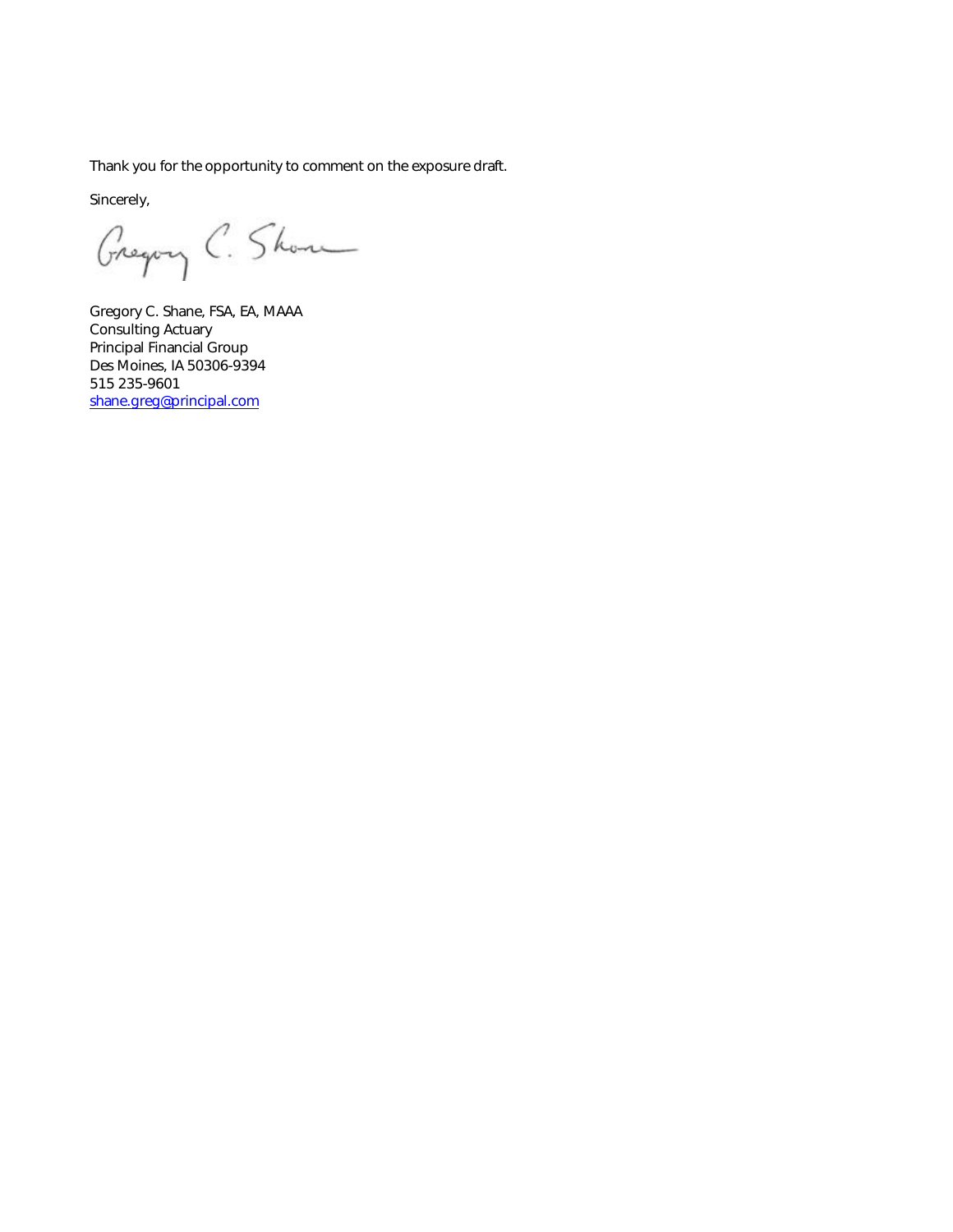Thank you for the opportunity to comment on the exposure draft.

Sincerely,

Gregory C. Shane, FSA, EA, MAAA
Consulting Actuary
Principal Financial Group
Des Moines, IA 50306-9394
515 235-9601
shane.greg@principal.com